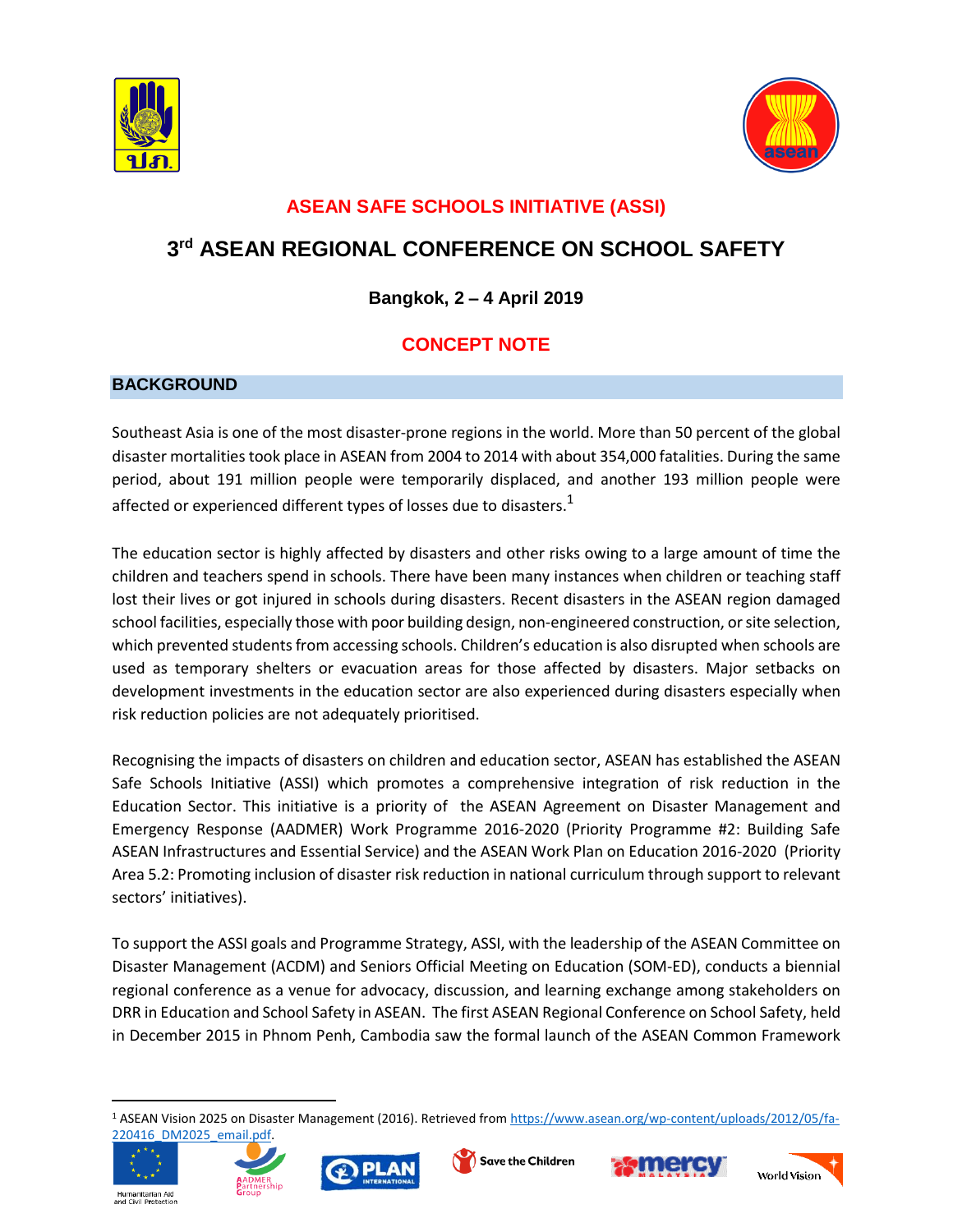# ASEAN SAFE SCHOOLS INITIATIVE (ASSI)

## 3rd ASEAN REGIONAL CONFERENCE ON SCHOOL SAFETY

**Bangkok, 2 – 4 April 2019**

## CONCEPT NOTE

### BACKGROUND

Southeast Asia is one of the most disaster-prone regions in the world. More than 50 percent of the global disaster mortalities took place in ASEAN from 2004 to 2014 with about 354,000 fatalities. During the same period, about 191 million people were temporarily displaced, and another 193 million people were affected or experienced different types of losses due to disasters.[1]

The education sector is highly affected by disasters and other risks owing to a large amount of time the children and teachers spend in schools. There have been many instances when children or teaching staff lost their lives or got injured in schools during disasters. Recent disasters in the ASEAN region damaged school facilities, especially those with poor building design, non-engineered construction, or site selection, which prevented students from accessing schools. Children's education is also disrupted when schools are used as temporary shelters or evacuation areas for those affected by disasters. Major setbacks on development investments in the education sector are also experienced during disasters especially when risk reduction policies are not adequately prioritised.

Recognising the impacts of disasters on children and education sector, ASEAN has established the ASEAN Safe Schools Initiative (ASSI) which promotes a comprehensive integration of risk reduction in the Education Sector. This initiative is a priority of the ASEAN Agreement on Disaster Management and Emergency Response (AADMER) Work Programme 2016-2020 (Priority Programme #2: Building Safe ASEAN Infrastructures and Essential Service) and the ASEAN Work Plan on Education 2016-2020 (Priority Area 5.2: Promoting inclusion of disaster risk reduction in national curriculum through support to relevant sectors' initiatives).

To support the ASSI goals and Programme Strategy, ASSI, with the leadership of the ASEAN Committee on Disaster Management (ACDM) and Seniors Official Meeting on Education (SOM-ED), conducts a biennial regional conference as a venue for advocacy, discussion, and learning exchange among stakeholders on DRR in Education and School Safety in ASEAN. The first ASEAN Regional Conference on School Safety, held in December 2015 in Phnom Penh, Cambodia saw the formal launch of the ASEAN Common Framework

[1] ASEAN Vision 2025 on Disaster Management (2016). Retrieved from https://www.asean.org/wp-content/uploads/2012/05/fa-220416_DM2025_email.pdf.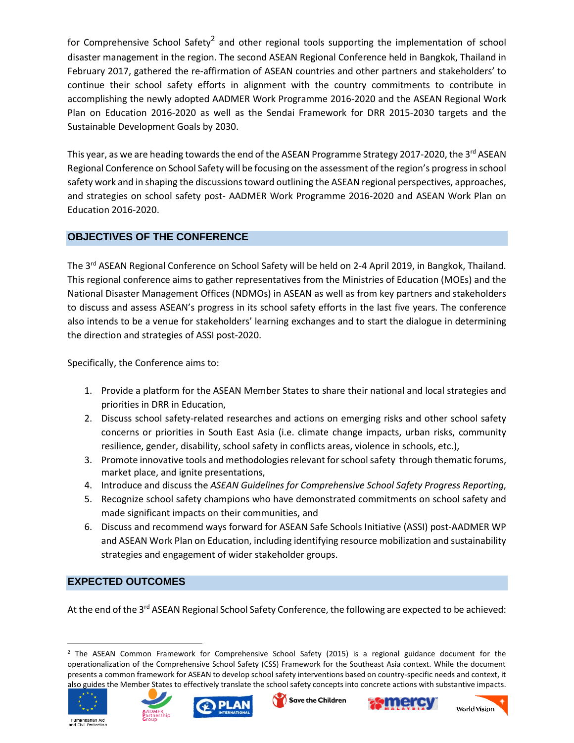for Comprehensive School Safety[2] and other regional tools supporting the implementation of school disaster management in the region. The second ASEAN Regional Conference held in Bangkok, Thailand in February 2017, gathered the re-affirmation of ASEAN countries and other partners and stakeholders' to continue their school safety efforts in alignment with the country commitments to contribute in accomplishing the newly adopted AADMER Work Programme 2016-2020 and the ASEAN Regional Work Plan on Education 2016-2020 as well as the Sendai Framework for DRR 2015-2030 targets and the Sustainable Development Goals by 2030.

This year, as we are heading towards the end of the ASEAN Programme Strategy 2017-2020, the 3rd ASEAN Regional Conference on School Safety will be focusing on the assessment of the region's progress in school safety work and in shaping the discussions toward outlining the ASEAN regional perspectives, approaches, and strategies on school safety post- AADMER Work Programme 2016-2020 and ASEAN Work Plan on Education 2016-2020.

## OBJECTIVES OF THE CONFERENCE

The 3rd ASEAN Regional Conference on School Safety will be held on 2-4 April 2019, in Bangkok, Thailand. This regional conference aims to gather representatives from the Ministries of Education (MOEs) and the National Disaster Management Offices (NDMOs) in ASEAN as well as from key partners and stakeholders to discuss and assess ASEAN's progress in its school safety efforts in the last five years. The conference also intends to be a venue for stakeholders' learning exchanges and to start the dialogue in determining the direction and strategies of ASSI post-2020.

Specifically, the Conference aims to:

1. Provide a platform for the ASEAN Member States to share their national and local strategies and priorities in DRR in Education,
2. Discuss school safety-related researches and actions on emerging risks and other school safety concerns or priorities in South East Asia (i.e. climate change impacts, urban risks, community resilience, gender, disability, school safety in conflicts areas, violence in schools, etc.),
3. Promote innovative tools and methodologies relevant for school safety through thematic forums, market place, and ignite presentations,
4. Introduce and discuss the *ASEAN Guidelines for Comprehensive School Safety Progress Reporting*,
5. Recognize school safety champions who have demonstrated commitments on school safety and made significant impacts on their communities, and
6. Discuss and recommend ways forward for ASEAN Safe Schools Initiative (ASSI) post-AADMER WP and ASEAN Work Plan on Education, including identifying resource mobilization and sustainability strategies and engagement of wider stakeholder groups.

## EXPECTED OUTCOMES

At the end of the 3rd ASEAN Regional School Safety Conference, the following are expected to be achieved:

---

[2] The ASEAN Common Framework for Comprehensive School Safety (2015) is a regional guidance document for the operationalization of the Comprehensive School Safety (CSS) Framework for the Southeast Asia context. While the document presents a common framework for ASEAN to develop school safety interventions based on country-specific needs and context, it also guides the Member States to effectively translate the school safety concepts into concrete actions with substantive impacts.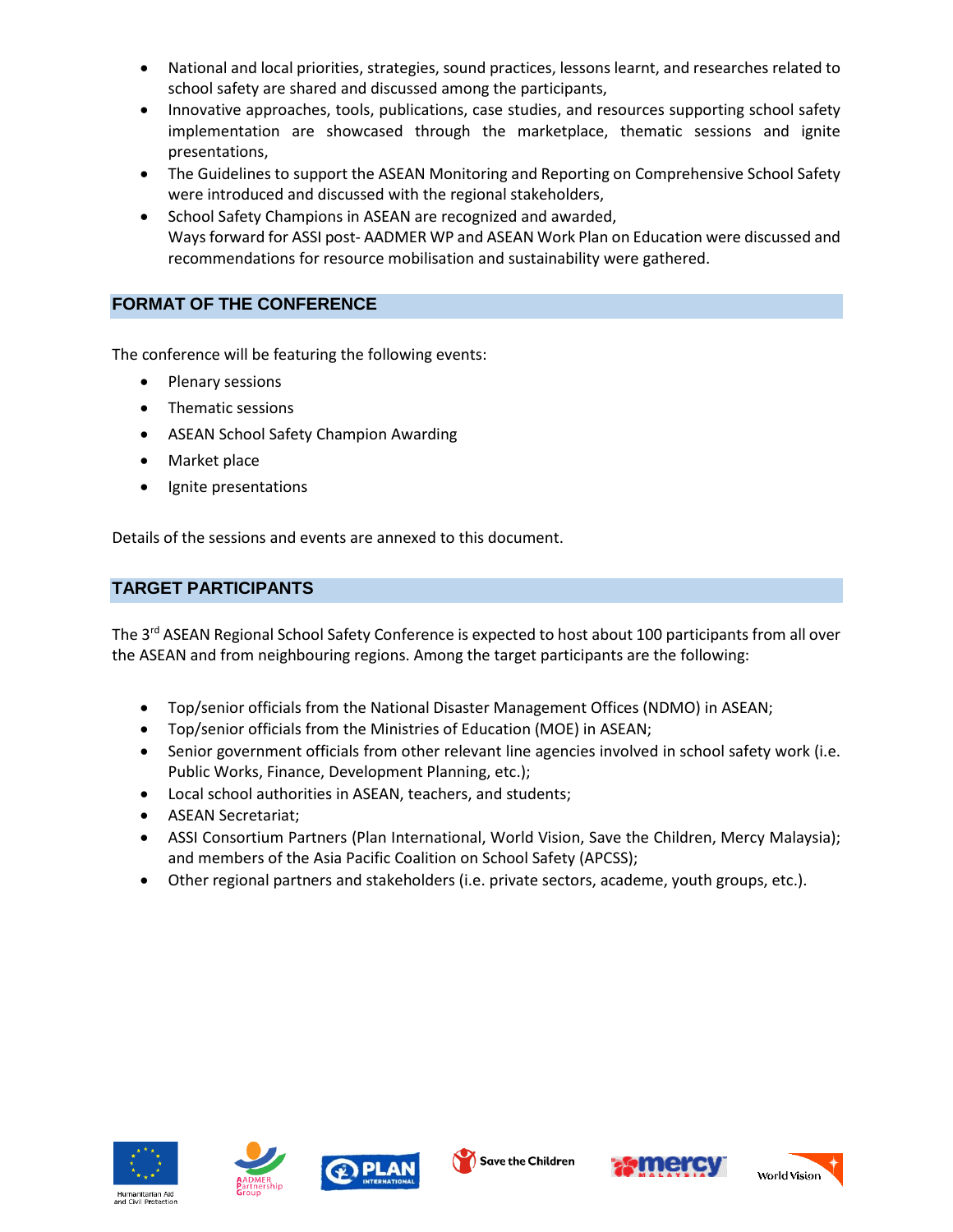- National and local priorities, strategies, sound practices, lessons learnt, and researches related to school safety are shared and discussed among the participants,
- Innovative approaches, tools, publications, case studies, and resources supporting school safety implementation are showcased through the marketplace, thematic sessions and ignite presentations,
- The Guidelines to support the ASEAN Monitoring and Reporting on Comprehensive School Safety were introduced and discussed with the regional stakeholders,
- School Safety Champions in ASEAN are recognized and awarded,
  Ways forward for ASSI post- AADMER WP and ASEAN Work Plan on Education were discussed and recommendations for resource mobilisation and sustainability were gathered.

## FORMAT OF THE CONFERENCE

The conference will be featuring the following events:

- Plenary sessions
- Thematic sessions
- ASEAN School Safety Champion Awarding
- Market place
- Ignite presentations

Details of the sessions and events are annexed to this document.

## TARGET PARTICIPANTS

The 3rd ASEAN Regional School Safety Conference is expected to host about 100 participants from all over the ASEAN and from neighbouring regions. Among the target participants are the following:

- Top/senior officials from the National Disaster Management Offices (NDMO) in ASEAN;
- Top/senior officials from the Ministries of Education (MOE) in ASEAN;
- Senior government officials from other relevant line agencies involved in school safety work (i.e. Public Works, Finance, Development Planning, etc.);
- Local school authorities in ASEAN, teachers, and students;
- ASEAN Secretariat;
- ASSI Consortium Partners (Plan International, World Vision, Save the Children, Mercy Malaysia); and members of the Asia Pacific Coalition on School Safety (APCSS);
- Other regional partners and stakeholders (i.e. private sectors, academe, youth groups, etc.).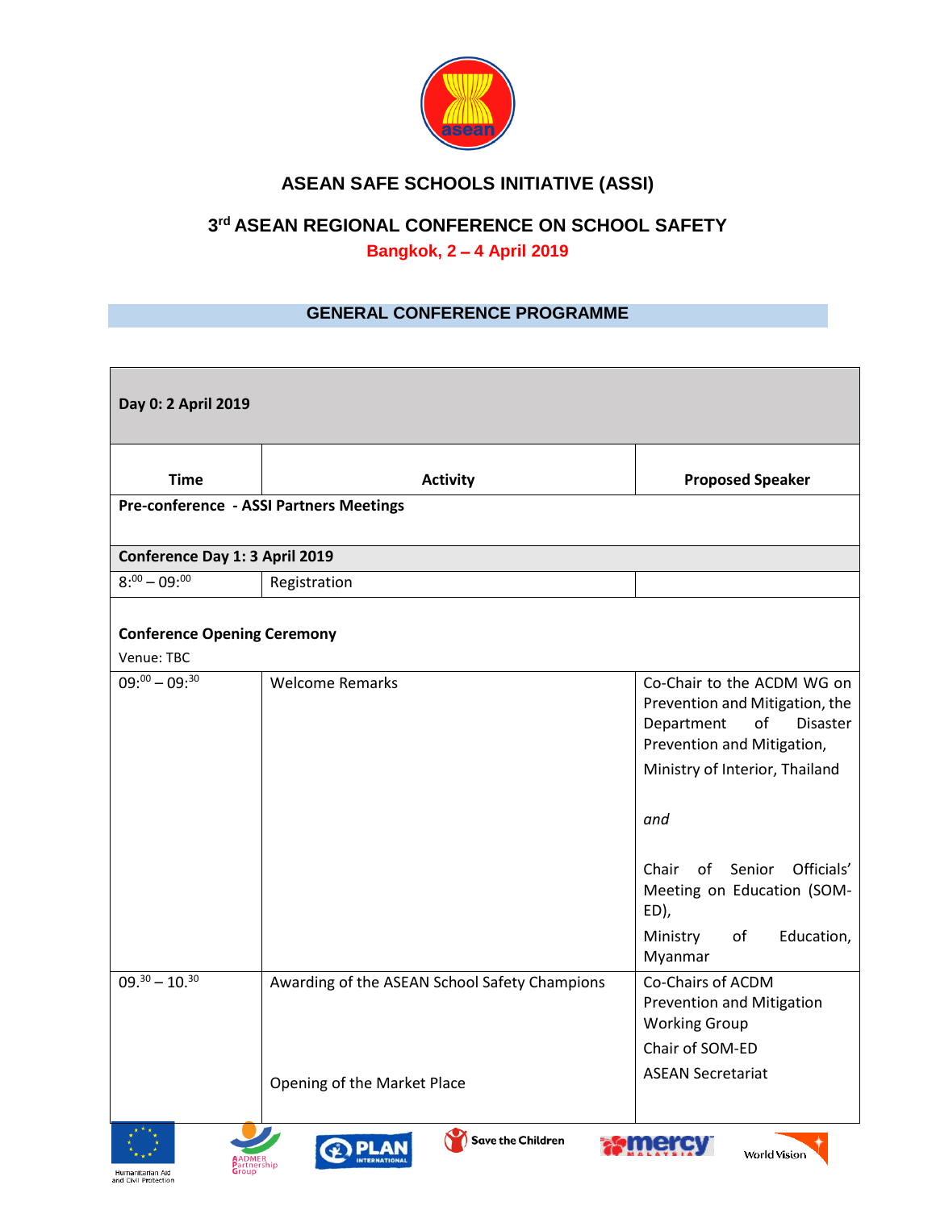# ASEAN SAFE SCHOOLS INITIATIVE (ASSI)

## 3rd ASEAN REGIONAL CONFERENCE ON SCHOOL SAFETY

**Bangkok, 2 – 4 April 2019**

### GENERAL CONFERENCE PROGRAMME

| **Day 0: 2 April 2019** | | |
|---|---|---|
| **Time** | **Activity** | **Proposed Speaker** |
| **Pre-conference - ASSI Partners Meetings** | | |
| **Conference Day 1: 3 April 2019** | | |
| 8:00 – 09:00 | Registration | |
| **Conference Opening Ceremony**<br>Venue: TBC | | |
| 09:00 – 09:30 | Welcome Remarks | Co-Chair to the ACDM WG on Prevention and Mitigation, the Department of Disaster Prevention and Mitigation,<br>Ministry of Interior, Thailand<br><br>*and*<br><br>Chair of Senior Officials' Meeting on Education (SOM-ED),<br>Ministry of Education, Myanmar |
| 09.30 – 10.30 | Awarding of the ASEAN School Safety Champions<br><br>Opening of the Market Place | Co-Chairs of ACDM Prevention and Mitigation Working Group<br>Chair of SOM-ED<br>ASEAN Secretariat |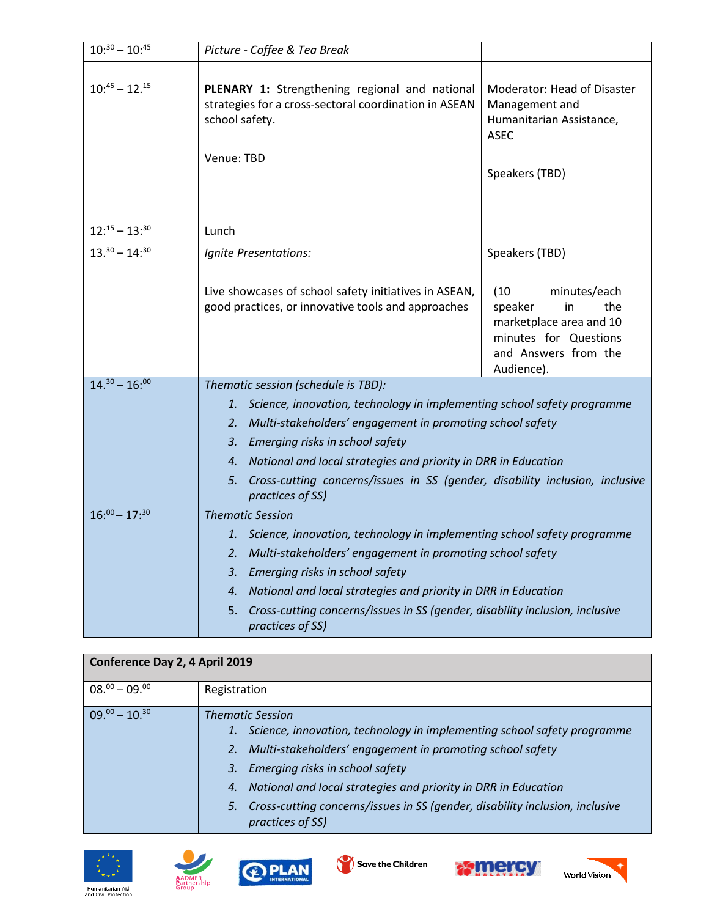| | | |
|---|---|---|
| 10:30 – 10:45 | *Picture - Coffee & Tea Break* | |
| 10:45 – 12.15 | **PLENARY 1:** Strengthening regional and national strategies for a cross-sectoral coordination in ASEAN school safety.<br><br>Venue: TBD | Moderator: Head of Disaster Management and Humanitarian Assistance, ASEC<br><br>Speakers (TBD) |
| 12:15 – 13:30 | Lunch | |
| 13.30 – 14:30 | *Ignite Presentations:*<br><br>Live showcases of school safety initiatives in ASEAN, good practices, or innovative tools and approaches | Speakers (TBD)<br><br>(10 minutes/each speaker in the marketplace area and 10 minutes for Questions and Answers from the Audience). |
| 14.30 – 16:00 | *Thematic session (schedule is TBD):*<br>1. *Science, innovation, technology in implementing school safety programme*<br>2. *Multi-stakeholders' engagement in promoting school safety*<br>3. *Emerging risks in school safety*<br>4. *National and local strategies and priority in DRR in Education*<br>5. *Cross-cutting concerns/issues in SS (gender, disability inclusion, inclusive practices of SS)* | |
| 16:00 – 17:30 | *Thematic Session*<br>1. *Science, innovation, technology in implementing school safety programme*<br>2. *Multi-stakeholders' engagement in promoting school safety*<br>3. *Emerging risks in school safety*<br>4. *National and local strategies and priority in DRR in Education*<br>5. *Cross-cutting concerns/issues in SS (gender, disability inclusion, inclusive practices of SS)* | |

| **Conference Day 2, 4 April 2019** | |
|---|---|
| 08.00 – 09.00 | Registration |
| 09.00 – 10.30 | *Thematic Session*<br>1. *Science, innovation, technology in implementing school safety programme*<br>2. *Multi-stakeholders' engagement in promoting school safety*<br>3. *Emerging risks in school safety*<br>4. *National and local strategies and priority in DRR in Education*<br>5. *Cross-cutting concerns/issues in SS (gender, disability inclusion, inclusive practices of SS)* |

Humanitarian Aid and Civil Protection · AADMER Partnership Group · PLAN International · Save the Children · Mercy Malaysia · World Vision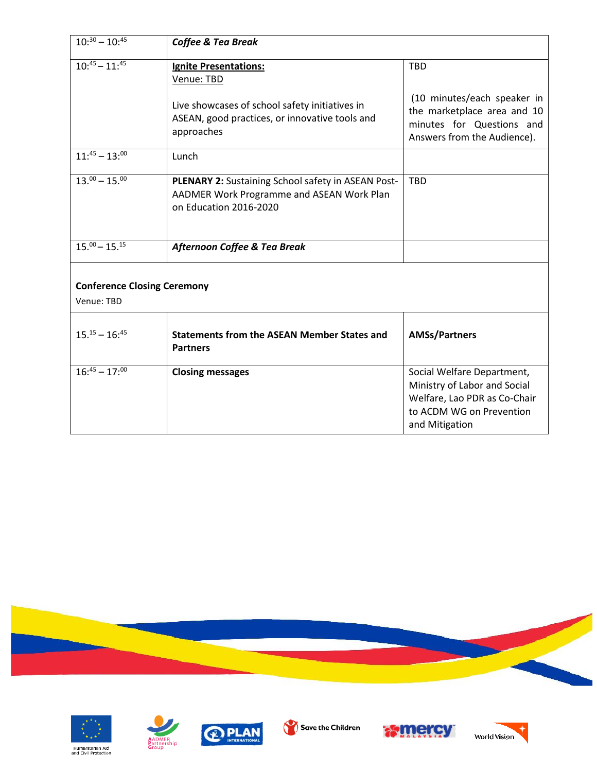| | | |
|---|---|---|
| $10:^{30} – 10:^{45}$ | ***Coffee & Tea Break*** | |
| $10:^{45} – 11:^{45}$ | **Ignite Presentations:**<br>Venue: TBD<br><br>Live showcases of school safety initiatives in ASEAN, good practices, or innovative tools and approaches | TBD<br><br>(10 minutes/each speaker in the marketplace area and 10 minutes for Questions and Answers from the Audience). |
| $11:^{45} – 13:^{00}$ | Lunch | |
| $13.^{00} – 15.^{00}$ | **PLENARY 2:** Sustaining School safety in ASEAN Post-AADMER Work Programme and ASEAN Work Plan on Education 2016-2020 | TBD |
| $15.^{00} – 15.^{15}$ | ***Afternoon Coffee & Tea Break*** | |
| **Conference Closing Ceremony**<br>Venue: TBD | | |
| $15.^{15} – 16:^{45}$ | **Statements from the ASEAN Member States and Partners** | **AMSs/Partners** |
| $16:^{45} – 17:^{00}$ | **Closing messages** | Social Welfare Department, Ministry of Labor and Social Welfare, Lao PDR as Co-Chair to ACDM WG on Prevention and Mitigation |

Humanitarian Aid and Civil Protection

AADMER Partnership Group

PLAN INTERNATIONAL

Save the Children

mercy MALAYSIA

World Vision